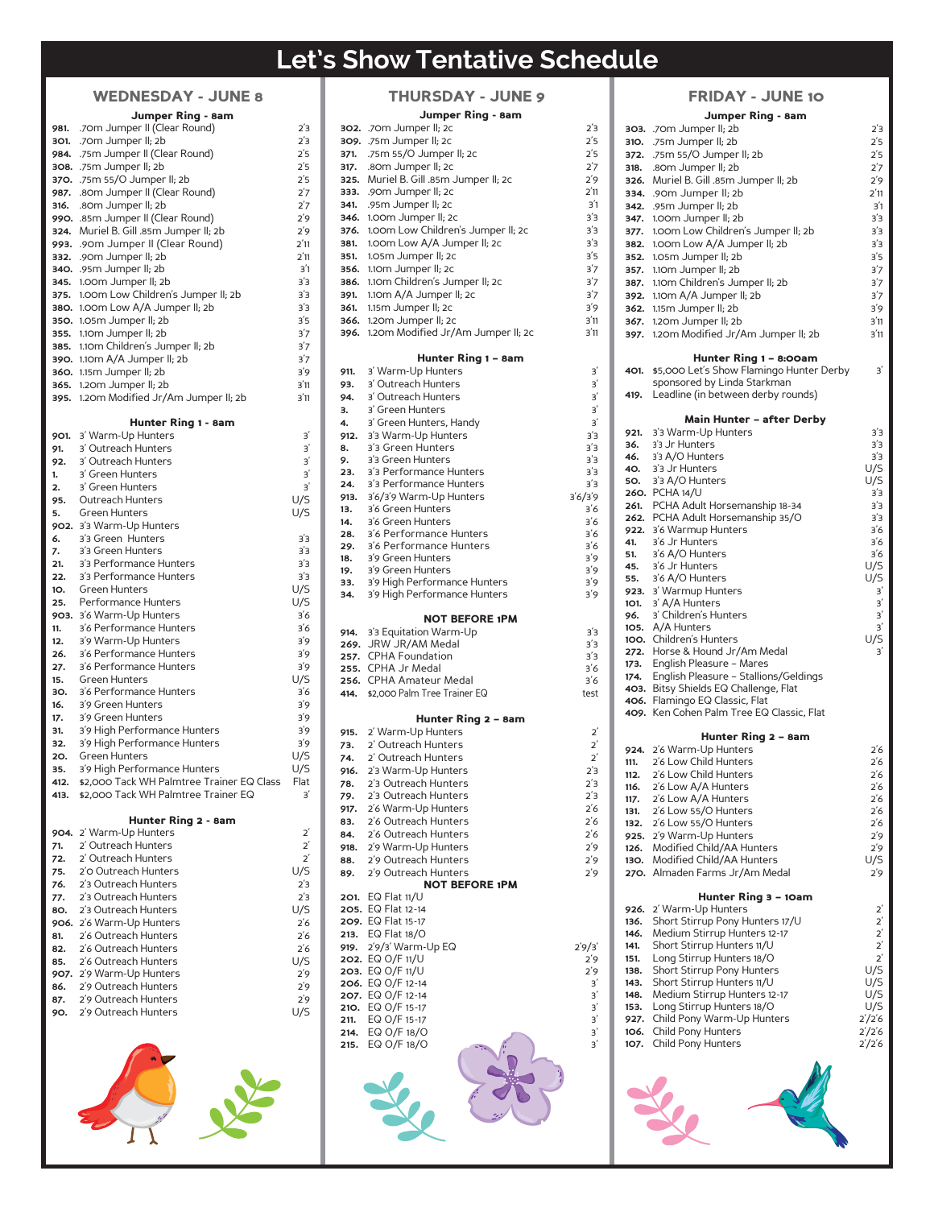# Let's Show Tentative Schedule

## WEDNESDAY - JUNE 8

### Jumper Ring - 8am

| # | Class | Height |
|---|---|---|
| 981. | .70m Jumper II (Clear Round) | 2'3 |
| 301. | .70m Jumper II; 2b | 2'3 |
| 984. | .75m Jumper II (Clear Round) | 2'5 |
| 308. | .75m Jumper II; 2b | 2'5 |
| 370. | .75m 55/O Jumper II; 2b | 2'5 |
| 987. | .80m Jumper II (Clear Round) | 2'7 |
| 316. | .80m Jumper II; 2b | 2'7 |
| 990. | .85m Jumper II (Clear Round) | 2'9 |
| 324. | Muriel B. Gill .85m Jumper II; 2b | 2'9 |
| 993. | .90m Jumper II (Clear Round) | 2'11 |
| 332. | .90m Jumper II; 2b | 2'11 |
| 340. | .95m Jumper II; 2b | 3'1 |
| 345. | 1.00m Jumper II; 2b | 3'3 |
| 375. | 1.00m Low Children's Jumper II; 2b | 3'3 |
| 380. | 1.00m Low A/A Jumper II; 2b | 3'3 |
| 350. | 1.05m Jumper II; 2b | 3'5 |
| 355. | 1.10m Jumper II; 2b | 3'7 |
| 385. | 1.10m Children's Jumper II; 2b | 3'7 |
| 390. | 1.10m A/A Jumper II; 2b | 3'7 |
| 360. | 1.15m Jumper II; 2b | 3'9 |
| 365. | 1.20m Jumper II; 2b | 3'11 |
| 395. | 1.20m Modified Jr/Am Jumper II; 2b | 3'11 |

### Hunter Ring 1 - 8am

| # | Class | Height |
|---|---|---|
| 901. | 3' Warm-Up Hunters | 3' |
| 91. | 3' Outreach Hunters | 3' |
| 92. | 3' Outreach Hunters | 3' |
| 1. | 3' Green Hunters | 3' |
| 2. | 3' Green Hunters | 3' |
| 95. | Outreach Hunters | U/S |
| 5. | Green Hunters | U/S |
| 902. | 3'3 Warm-Up Hunters | |
| 6. | 3'3 Green Hunters | 3'3 |
| 7. | 3'3 Green Hunters | 3'3 |
| 21. | 3'3 Performance Hunters | 3'3 |
| 22. | 3'3 Performance Hunters | 3'3 |
| 10. | Green Hunters | U/S |
| 25. | Performance Hunters | U/S |
| 903. | 3'6 Warm-Up Hunters | 3'6 |
| 11. | 3'6 Performance Hunters | 3'6 |
| 12. | 3'9 Warm-Up Hunters | 3'9 |
| 26. | 3'6 Performance Hunters | 3'9 |
| 27. | 3'6 Performance Hunters | 3'9 |
| 15. | Green Hunters | U/S |
| 30. | 3'6 Performance Hunters | 3'6 |
| 16. | 3'9 Green Hunters | 3'9 |
| 17. | 3'9 Green Hunters | 3'9 |
| 31. | 3'9 High Performance Hunters | 3'9 |
| 32. | 3'9 High Performance Hunters | 3'9 |
| 20. | Green Hunters | U/S |
| 35. | 3'9 High Performance Hunters | U/S |
| 412. | $2,000 Tack WH Palmtree Trainer EQ Class | Flat |
| 413. | $2,000 Tack WH Palmtree Trainer EQ | 3' |

### Hunter Ring 2 - 8am

| # | Class | Height |
|---|---|---|
| 904. | 2' Warm-Up Hunters | 2' |
| 71. | 2' Outreach Hunters | 2' |
| 72. | 2' Outreach Hunters | 2' |
| 75. | 2'0 Outreach Hunters | U/S |
| 76. | 2'3 Outreach Hunters | 2'3 |
| 77. | 2'3 Outreach Hunters | 2'3 |
| 80. | 2'3 Outreach Hunters | U/S |
| 906. | 2'6 Warm-Up Hunters | 2'6 |
| 81. | 2'6 Outreach Hunters | 2'6 |
| 82. | 2'6 Outreach Hunters | 2'6 |
| 85. | 2'6 Outreach Hunters | U/S |
| 907. | 2'9 Warm-Up Hunters | 2'9 |
| 86. | 2'9 Outreach Hunters | 2'9 |
| 87. | 2'9 Outreach Hunters | 2'9 |
| 90. | 2'9 Outreach Hunters | U/S |

## THURSDAY - JUNE 9

### Jumper Ring - 8am

| # | Class | Height |
|---|---|---|
| 302. | .70m Jumper II; 2c | 2'3 |
| 309. | .75m Jumper II; 2c | 2'5 |
| 371. | .75m 55/O Jumper II; 2c | 2'5 |
| 317. | .80m Jumper II; 2c | 2'7 |
| 325. | Muriel B. Gill .85m Jumper II; 2c | 2'9 |
| 333. | .90m Jumper II; 2c | 2'11 |
| 341. | .95m Jumper II; 2c | 3'1 |
| 346. | 1.00m Jumper II; 2c | 3'3 |
| 376. | 1.00m Low Children's Jumper II; 2c | 3'3 |
| 381. | 1.00m Low A/A Jumper II; 2c | 3'3 |
| 351. | 1.05m Jumper II; 2c | 3'5 |
| 356. | 1.10m Jumper II; 2c | 3'7 |
| 386. | 1.10m Children's Jumper II; 2c | 3'7 |
| 391. | 1.10m A/A Jumper II; 2c | 3'7 |
| 361. | 1.15m Jumper II; 2c | 3'9 |
| 366. | 1.20m Jumper II; 2c | 3'11 |
| 396. | 1.20m Modified Jr/Am Jumper II; 2c | 3'11 |

### Hunter Ring 1 – 8am

| # | Class | Height |
|---|---|---|
| 911. | 3' Warm-Up Hunters | 3' |
| 93. | 3' Outreach Hunters | 3' |
| 94. | 3' Outreach Hunters | 3' |
| 3. | 3' Green Hunters | 3' |
| 4. | 3' Green Hunters, Handy | 3' |
| 912. | 3'3 Warm-Up Hunters | 3'3 |
| 8. | 3'3 Green Hunters | 3'3 |
| 9. | 3'3 Green Hunters | 3'3 |
| 23. | 3'3 Performance Hunters | 3'3 |
| 24. | 3'3 Performance Hunters | 3'3 |
| 913. | 3'6/3'9 Warm-Up Hunters | 3'6/3'9 |
| 13. | 3'6 Green Hunters | 3'6 |
| 14. | 3'6 Green Hunters | 3'6 |
| 28. | 3'6 Performance Hunters | 3'6 |
| 29. | 3'6 Performance Hunters | 3'6 |
| 18. | 3'9 Green Hunters | 3'9 |
| 19. | 3'9 Green Hunters | 3'9 |
| 33. | 3'9 High Performance Hunters | 3'9 |
| 34. | 3'9 High Performance Hunters | 3'9 |

**NOT BEFORE 1PM**

| # | Class | Height |
|---|---|---|
| 914. | 3'3 Equitation Warm-Up | 3'3 |
| 269. | JRW JR/AM Medal | 3'3 |
| 257. | CPHA Foundation | 3'3 |
| 255. | CPHA Jr Medal | 3'6 |
| 256. | CPHA Amateur Medal | 3'6 |
| 414. | $2,000 Palm Tree Trainer EQ | test |

### Hunter Ring 2 – 8am

| # | Class | Height |
|---|---|---|
| 915. | 2' Warm-Up Hunters | 2' |
| 73. | 2' Outreach Hunters | 2' |
| 74. | 2' Outreach Hunters | 2' |
| 916. | 2'3 Warm-Up Hunters | 2'3 |
| 78. | 2'3 Outreach Hunters | 2'3 |
| 79. | 2'3 Outreach Hunters | 2'3 |
| 917. | 2'6 Warm-Up Hunters | 2'6 |
| 83. | 2'6 Outreach Hunters | 2'6 |
| 84. | 2'6 Outreach Hunters | 2'6 |
| 918. | 2'9 Warm-Up Hunters | 2'9 |
| 88. | 2'9 Outreach Hunters | 2'9 |
| 89. | 2'9 Outreach Hunters | 2'9 |

**NOT BEFORE 1PM**

| # | Class | Height |
|---|---|---|
| 201. | EQ Flat 11/U | |
| 205. | EQ Flat 12-14 | |
| 209. | EQ Flat 15-17 | |
| 213. | EQ Flat 18/O | |
| 919. | 2'9/3' Warm-Up EQ | 2'9/3' |
| 202. | EQ O/F 11/U | 2'9 |
| 203. | EQ O/F 11/U | 2'9 |
| 206. | EQ O/F 12-14 | 3' |
| 207. | EQ O/F 12-14 | 3' |
| 210. | EQ O/F 15-17 | 3' |
| 211. | EQ O/F 15-17 | 3' |
| 214. | EQ O/F 18/O | 3' |
| 215. | EQ O/F 18/O | 3' |

## FRIDAY - JUNE 10

### Jumper Ring - 8am

| # | Class | Height |
|---|---|---|
| 303. | .70m Jumper II; 2b | 2'3 |
| 310. | .75m Jumper II; 2b | 2'5 |
| 372. | .75m 55/O Jumper II; 2b | 2'5 |
| 318. | .80m Jumper II; 2b | 2'7 |
| 326. | Muriel B. Gill .85m Jumper II; 2b | 2'9 |
| 334. | .90m Jumper II; 2b | 2'11 |
| 342. | .95m Jumper II; 2b | 3'1 |
| 347. | 1.00m Jumper II; 2b | 3'3 |
| 377. | 1.00m Low Children's Jumper II; 2b | 3'3 |
| 382. | 1.00m Low A/A Jumper II; 2b | 3'3 |
| 352. | 1.05m Jumper II; 2b | 3'5 |
| 357. | 1.10m Jumper II; 2b | 3'7 |
| 387. | 1.10m Children's Jumper II; 2b | 3'7 |
| 392. | 1.10m A/A Jumper II; 2b | 3'7 |
| 362. | 1.15m Jumper II; 2b | 3'9 |
| 367. | 1.20m Jumper II; 2b | 3'11 |
| 397. | 1.20m Modified Jr/Am Jumper II; 2b | 3'11 |

### Hunter Ring 1 – 8:00am

| # | Class | Height |
|---|---|---|
| 401. | $5,000 Let's Show Flamingo Hunter Derby sponsored by Linda Starkman | 3' |
| 419. | Leadline (in between derby rounds) | |

### Main Hunter – after Derby

| # | Class | Height |
|---|---|---|
| 921. | 3'3 Warm-Up Hunters | 3'3 |
| 36. | 3'3 Jr Hunters | 3'3 |
| 46. | 3'3 A/O Hunters | 3'3 |
| 40. | 3'3 Jr Hunters | U/S |
| 50. | 3'3 A/O Hunters | U/S |
| 260. | PCHA 14/U | 3'3 |
| 261. | PCHA Adult Horsemanship 18-34 | 3'3 |
| 262. | PCHA Adult Horsemanship 35/O | 3'3 |
| 922. | 3'6 Warmup Hunters | 3'6 |
| 41. | 3'6 Jr Hunters | 3'6 |
| 51. | 3'6 A/O Hunters | 3'6 |
| 45. | 3'6 Jr Hunters | U/S |
| 55. | 3'6 A/O Hunters | U/S |
| 923. | 3' Warmup Hunters | 3' |
| 101. | 3' A/A Hunters | 3' |
| 96. | 3' Children's Hunters | 3' |
| 105. | A/A Hunters | 3' |
| 100. | Children's Hunters | U/S |
| 272. | Horse & Hound Jr/Am Medal | 3' |
| 173. | English Pleasure – Mares | |
| 174. | English Pleasure – Stallions/Geldings | |
| 403. | Bitsy Shields EQ Challenge, Flat | |
| 406. | Flamingo EQ Classic, Flat | |
| 409. | Ken Cohen Palm Tree EQ Classic, Flat | |

### Hunter Ring 2 – 8am

| # | Class | Height |
|---|---|---|
| 924. | 2'6 Warm-Up Hunters | 2'6 |
| 111. | 2'6 Low Child Hunters | 2'6 |
| 112. | 2'6 Low Child Hunters | 2'6 |
| 116. | 2'6 Low A/A Hunters | 2'6 |
| 117. | 2'6 Low A/A Hunters | 2'6 |
| 131. | 2'6 Low 55/O Hunters | 2'6 |
| 132. | 2'6 Low 55/O Hunters | 2'6 |
| 925. | 2'9 Warm-Up Hunters | 2'9 |
| 126. | Modified Child/AA Hunters | 2'9 |
| 130. | Modified Child/AA Hunters | U/S |
| 270. | Almaden Farms Jr/Am Medal | 2'9 |

### Hunter Ring 3 – 10am

| # | Class | Height |
|---|---|---|
| 926. | 2' Warm-Up Hunters | 2' |
| 136. | Short Stirrup Pony Hunters 17/U | 2' |
| 146. | Medium Stirrup Hunters 12-17 | 2' |
| 141. | Short Stirrup Hunters 11/U | 2' |
| 151. | Long Stirrup Hunters 18/O | 2' |
| 138. | Short Stirrup Pony Hunters | U/S |
| 143. | Short Stirrup Hunters 11/U | U/S |
| 148. | Medium Stirrup Hunters 12-17 | U/S |
| 153. | Long Stirrup Hunters 18/O | U/S |
| 927. | Child Pony Warm-Up Hunters | 2'/2'6 |
| 106. | Child Pony Hunters | 2'/2'6 |
| 107. | Child Pony Hunters | 2'/2'6 |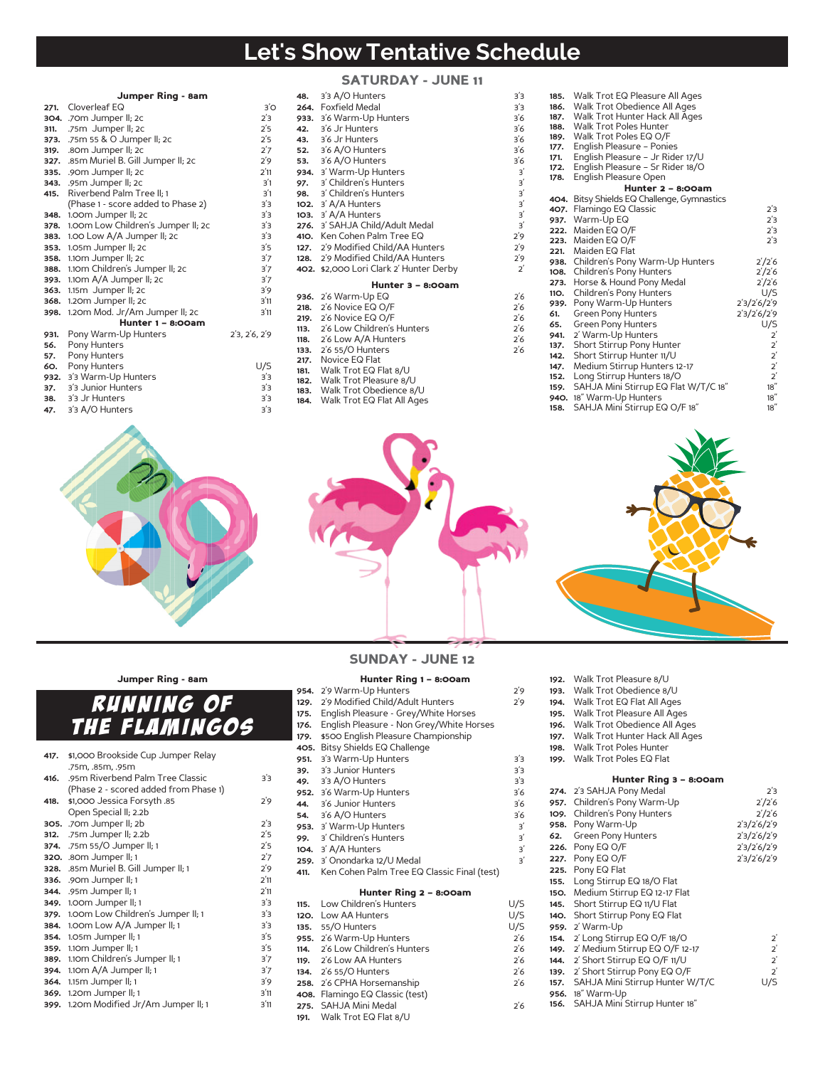# Let's Show Tentative Schedule

## SATURDAY - JUNE 11

### Jumper Ring - 8am

| | | |
|---|---|---|
| 271. | Cloverleaf EQ | 3'0 |
| 304. | .70m Jumper II; 2c | 2'3 |
| 311. | .75m Jumper II; 2c | 2'5 |
| 373. | .75m 55 & O Jumper II; 2c | 2'5 |
| 319. | .80m Jumper II; 2c | 2'7 |
| 327. | .85m Muriel B. Gill Jumper II; 2c | 2'9 |
| 335. | .90m Jumper II; 2c | 2'11 |
| 343. | .95m Jumper II; 2c | 3'1 |
| 415. | Riverbend Palm Tree II; 1 (Phase 1 - score added to Phase 2) | 3'1 |
| 348. | 1.00m Jumper II; 2c | 3'3 |
| 378. | 1.00m Low Children's Jumper II; 2c | 3'3 |
| 383. | 1.00 Low A/A Jumper II; 2c | 3'3 |
| 353. | 1.05m Jumper II; 2c | 3'5 |
| 358. | 1.10m Jumper II; 2c | 3'7 |
| 388. | 1.10m Children's Jumper II; 2c | 3'7 |
| 393. | 1.10m A/A Jumper II; 2c | 3'7 |
| 363. | 1.15m Jumper II; 2c | 3'9 |
| 368. | 1.20m Jumper II; 2c | 3'11 |
| 398. | 1.20m Mod. Jr/Am Jumper II; 2c | 3'11 |

### Hunter 1 – 8:00am

| | | |
|---|---|---|
| 931. | Pony Warm-Up Hunters | 2'3, 2'6, 2'9 |
| 56. | Pony Hunters | |
| 57. | Pony Hunters | |
| 60. | Pony Hunters | U/S |
| 932. | 3'3 Warm-Up Hunters | 3'3 |
| 37. | 3'3 Junior Hunters | 3'3 |
| 38. | 3'3 Jr Hunters | 3'3 |
| 47. | 3'3 A/O Hunters | 3'3 |
| 48. | 3'3 A/O Hunters | 3'3 |
| 264. | Foxfield Medal | 3'3 |
| 933. | 3'6 Warm-Up Hunters | 3'6 |
| 42. | 3'6 Jr Hunters | 3'6 |
| 43. | 3'6 Jr Hunters | 3'6 |
| 52. | 3'6 A/O Hunters | 3'6 |
| 53. | 3'6 A/O Hunters | 3'6 |
| 934. | 3' Warm-Up Hunters | 3' |
| 97. | 3' Children's Hunters | 3' |
| 98. | 3' Children's Hunters | 3' |
| 102. | 3' A/A Hunters | 3' |
| 103. | 3' A/A Hunters | 3' |
| 276. | 3' SAHJA Child/Adult Medal | 3' |
| 410. | Ken Cohen Palm Tree EQ | 2'9 |
| 127. | 2'9 Modified Child/AA Hunters | 2'9 |
| 128. | 2'9 Modified Child/AA Hunters | 2'9 |
| 402. | $2,000 Lori Clark 2' Hunter Derby | 2' |

### Hunter 3 – 8:00am

| | | |
|---|---|---|
| 936. | 2'6 Warm-Up EQ | 2'6 |
| 218. | 2'6 Novice EQ O/F | 2'6 |
| 219. | 2'6 Novice EQ O/F | 2'6 |
| 113. | 2'6 Low Children's Hunters | 2'6 |
| 118. | 2'6 Low A/A Hunters | 2'6 |
| 133. | 2'6 55/O Hunters | 2'6 |
| 217. | Novice EQ Flat | |
| 181. | Walk Trot EQ Flat 8/U | |
| 182. | Walk Trot Pleasure 8/U | |
| 183. | Walk Trot Obedience 8/U | |
| 184. | Walk Trot EQ Flat All Ages | |
| 185. | Walk Trot EQ Pleasure All Ages | |
| 186. | Walk Trot Obedience All Ages | |
| 187. | Walk Trot Hunter Hack All Ages | |
| 188. | Walk Trot Poles Hunter | |
| 189. | Walk Trot Poles EQ O/F | |
| 177. | English Pleasure – Ponies | |
| 171. | English Pleasure – Jr Rider 17/U | |
| 172. | English Pleasure – Sr Rider 18/O | |
| 178. | English Pleasure Open | |

### Hunter 2 – 8:00am

| | | |
|---|---|---|
| 404. | Bitsy Shields EQ Challenge, Gymnastics | |
| 407. | Flamingo EQ Classic | 2'3 |
| 937. | Warm-Up EQ | 2'3 |
| 222. | Maiden EQ O/F | 2'3 |
| 223. | Maiden EQ O/F | 2'3 |
| 221. | Maiden EQ Flat | |
| 938. | Children's Pony Warm-Up Hunters | 2'/2'6 |
| 108. | Children's Pony Hunters | 2'/2'6 |
| 273. | Horse & Hound Pony Medal | 2'/2'6 |
| 110. | Children's Pony Hunters | U/S |
| 939. | Pony Warm-Up Hunters | 2'3/2'6/2'9 |
| 61. | Green Pony Hunters | 2'3/2'6/2'9 |
| 65. | Green Pony Hunters | U/S |
| 941. | 2' Warm-Up Hunters | 2' |
| 137. | Short Stirrup Pony Hunter | 2' |
| 142. | Short Stirrup Hunter 11/U | 2' |
| 147. | Medium Stirrup Hunters 12-17 | 2' |
| 152. | Long Stirrup Hunters 18/O | 2' |
| 159. | SAHJA Mini Stirrup EQ Flat W/T/C 18" | 18" |
| 940. | 18" Warm-Up Hunters | 18" |
| 158. | SAHJA Mini Stirrup EQ O/F 18" | 18" |

## SUNDAY - JUNE 12

### Jumper Ring - 8am

**RUNNING OF THE FLAMINGOS**

| | | |
|---|---|---|
| 417. | $1,000 Brookside Cup Jumper Relay .75m, .85m, .95m | |
| 416. | .95m Riverbend Palm Tree Classic (Phase 2 - scored added from Phase 1) | 3'3 |
| 418. | $1,000 Jessica Forsyth .85 Open Special II; 2.2b | 2'9 |
| 305. | .70m Jumper II; 2b | 2'3 |
| 312. | .75m Jumper II; 2.2b | 2'5 |
| 374. | .75m 55/O Jumper II; 1 | 2'5 |
| 320. | .80m Jumper II; 1 | 2'7 |
| 328. | .85m Muriel B. Gill Jumper II; 1 | 2'9 |
| 336. | .90m Jumper II; 1 | 2'11 |
| 344. | .95m Jumper II; 1 | 2'11 |
| 349. | 1.00m Jumper II; 1 | 3'3 |
| 379. | 1.00m Low Children's Jumper II; 1 | 3'3 |
| 384. | 1.00m Low A/A Jumper II; 1 | 3'3 |
| 354. | 1.05m Jumper II; 1 | 3'5 |
| 359. | 1.10m Jumper II; 1 | 3'5 |
| 389. | 1.10m Children's Jumper II; 1 | 3'7 |
| 394. | 1.10m A/A Jumper II; 1 | 3'7 |
| 364. | 1.15m Jumper II; 1 | 3'9 |
| 369. | 1.20m Jumper II; 1 | 3'11 |
| 399. | 1.20m Modified Jr/Am Jumper II; 1 | 3'11 |

### Hunter Ring 1 – 8:00am

| | | |
|---|---|---|
| 954. | 2'9 Warm-Up Hunters | 2'9 |
| 129. | 2'9 Modified Child/Adult Hunters | 2'9 |
| 175. | English Pleasure - Grey/White Horses | |
| 176. | English Pleasure - Non Grey/White Horses | |
| 179. | $500 English Pleasure Championship | |
| 405. | Bitsy Shields EQ Challenge | |
| 951. | 3'3 Warm-Up Hunters | 3'3 |
| 39. | 3'3 Junior Hunters | 3'3 |
| 49. | 3'3 A/O Hunters | 3'3 |
| 952. | 3'6 Warm-Up Hunters | 3'6 |
| 44. | 3'6 Junior Hunters | 3'6 |
| 54. | 3'6 A/O Hunters | 3'6 |
| 953. | 3' Warm-Up Hunters | 3' |
| 99. | 3' Children's Hunters | 3' |
| 104. | 3' A/A Hunters | 3' |
| 259. | 3' Onondarka 12/U Medal | 3' |
| 411. | Ken Cohen Palm Tree EQ Classic Final (test) | |

### Hunter Ring 2 – 8:00am

| | | |
|---|---|---|
| 115. | Low Children's Hunters | U/S |
| 120. | Low AA Hunters | U/S |
| 135. | 55/O Hunters | U/S |
| 955. | 2'6 Warm-Up Hunters | 2'6 |
| 114. | 2'6 Low Children's Hunters | 2'6 |
| 119. | 2'6 Low AA Hunters | 2'6 |
| 134. | 2'6 55/O Hunters | 2'6 |
| 258. | 2'6 CPHA Horsemanship | 2'6 |
| 408. | Flamingo EQ Classic (test) | |
| 275. | SAHJA Mini Medal | 2'6 |
| 191. | Walk Trot EQ Flat 8/U | |
| 192. | Walk Trot Pleasure 8/U | |
| 193. | Walk Trot Obedience 8/U | |
| 194. | Walk Trot EQ Flat All Ages | |
| 195. | Walk Trot Pleasure All Ages | |
| 196. | Walk Trot Obedience All Ages | |
| 197. | Walk Trot Hunter Hack All Ages | |
| 198. | Walk Trot Poles Hunter | |
| 199. | Walk Trot Poles EQ Flat | |

### Hunter Ring 3 – 8:00am

| | | |
|---|---|---|
| 274. | 2'3 SAHJA Pony Medal | 2'3 |
| 957. | Children's Pony Warm-Up | 2'/2'6 |
| 109. | Children's Pony Hunters | 2'/2'6 |
| 958. | Pony Warm-Up | 2'3/2'6/2'9 |
| 62. | Green Pony Hunters | 2'3/2'6/2'9 |
| 226. | Pony EQ O/F | 2'3/2'6/2'9 |
| 227. | Pony EQ O/F | 2'3/2'6/2'9 |
| 225. | Pony EQ Flat | |
| 155. | Long Stirrup EQ 18/O Flat | |
| 150. | Medium Stirrup EQ 12-17 Flat | |
| 145. | Short Stirrup EQ 11/U Flat | |
| 140. | Short Stirrup Pony EQ Flat | |
| 959. | 2' Warm-Up | |
| 154. | 2' Long Stirrup EQ O/F 18/O | 2' |
| 149. | 2' Medium Stirrup EQ O/F 12-17 | 2' |
| 144. | 2' Short Stirrup EQ O/F 11/U | 2' |
| 139. | 2' Short Stirrup Pony EQ O/F | 2' |
| 157. | SAHJA Mini Stirrup Hunter W/T/C | U/S |
| 956. | 18" Warm-Up | |
| 156. | SAHJA Mini Stirrup Hunter 18" | |